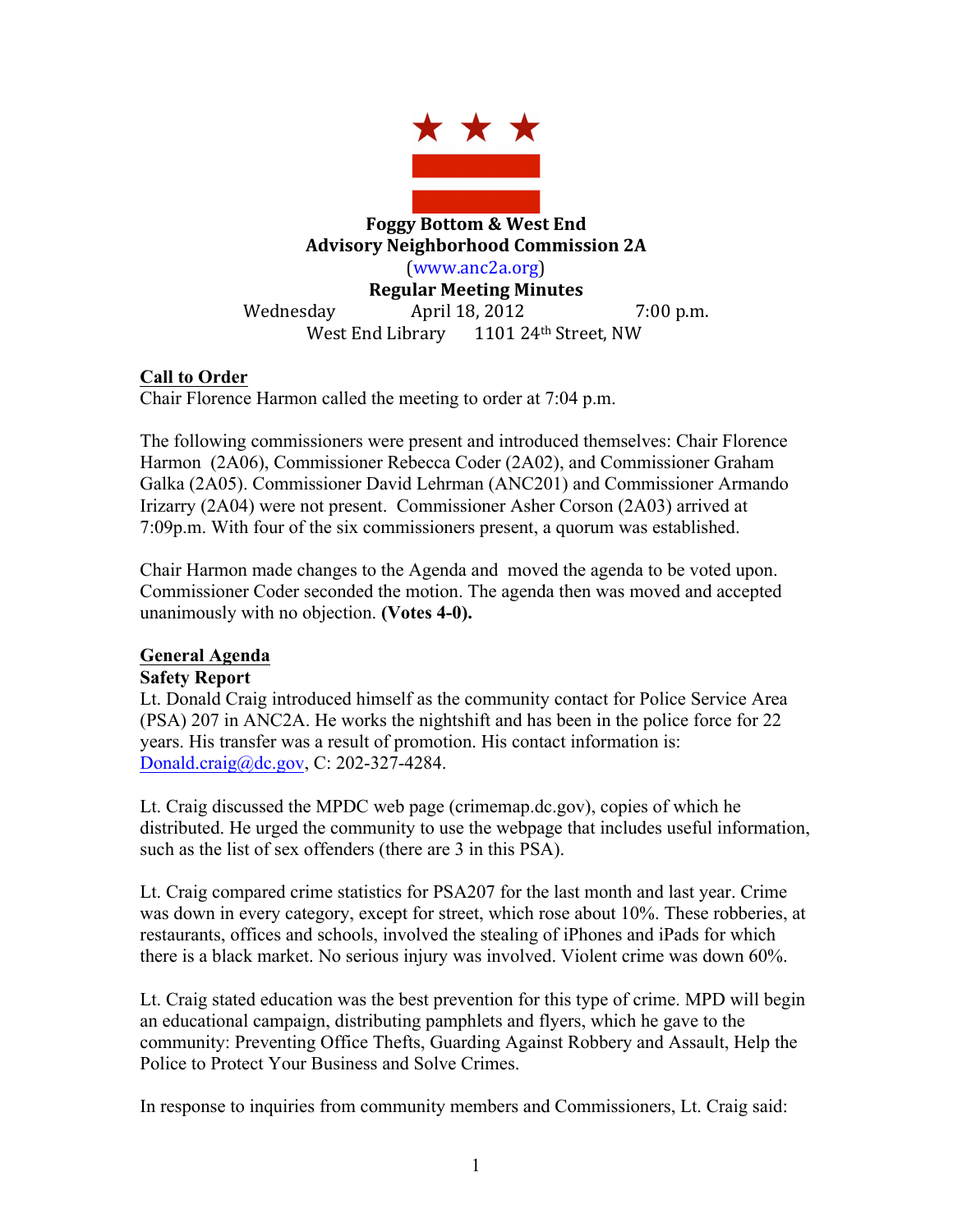# Foggy Bottom & West End
## Advisory Neighborhood Commission 2A

(www.anc2a.org)

## Regular Meeting Minutes

Wednesday April 18, 2012 7:00 p.m.

West End Library 1101 24th Street, NW

**Call to Order**

Chair Florence Harmon called the meeting to order at 7:04 p.m.

The following commissioners were present and introduced themselves: Chair Florence Harmon (2A06), Commissioner Rebecca Coder (2A02), and Commissioner Graham Galka (2A05). Commissioner David Lehrman (ANC201) and Commissioner Armando Irizarry (2A04) were not present. Commissioner Asher Corson (2A03) arrived at 7:09p.m. With four of the six commissioners present, a quorum was established.

Chair Harmon made changes to the Agenda and moved the agenda to be voted upon. Commissioner Coder seconded the motion. The agenda then was moved and accepted unanimously with no objection. **(Votes 4-0).**

**General Agenda**

**Safety Report**

Lt. Donald Craig introduced himself as the community contact for Police Service Area (PSA) 207 in ANC2A. He works the nightshift and has been in the police force for 22 years. His transfer was a result of promotion. His contact information is: Donald.craig@dc.gov, C: 202-327-4284.

Lt. Craig discussed the MPDC web page (crimemap.dc.gov), copies of which he distributed. He urged the community to use the webpage that includes useful information, such as the list of sex offenders (there are 3 in this PSA).

Lt. Craig compared crime statistics for PSA207 for the last month and last year. Crime was down in every category, except for street, which rose about 10%. These robberies, at restaurants, offices and schools, involved the stealing of iPhones and iPads for which there is a black market. No serious injury was involved. Violent crime was down 60%.

Lt. Craig stated education was the best prevention for this type of crime. MPD will begin an educational campaign, distributing pamphlets and flyers, which he gave to the community: Preventing Office Thefts, Guarding Against Robbery and Assault, Help the Police to Protect Your Business and Solve Crimes.

In response to inquiries from community members and Commissioners, Lt. Craig said: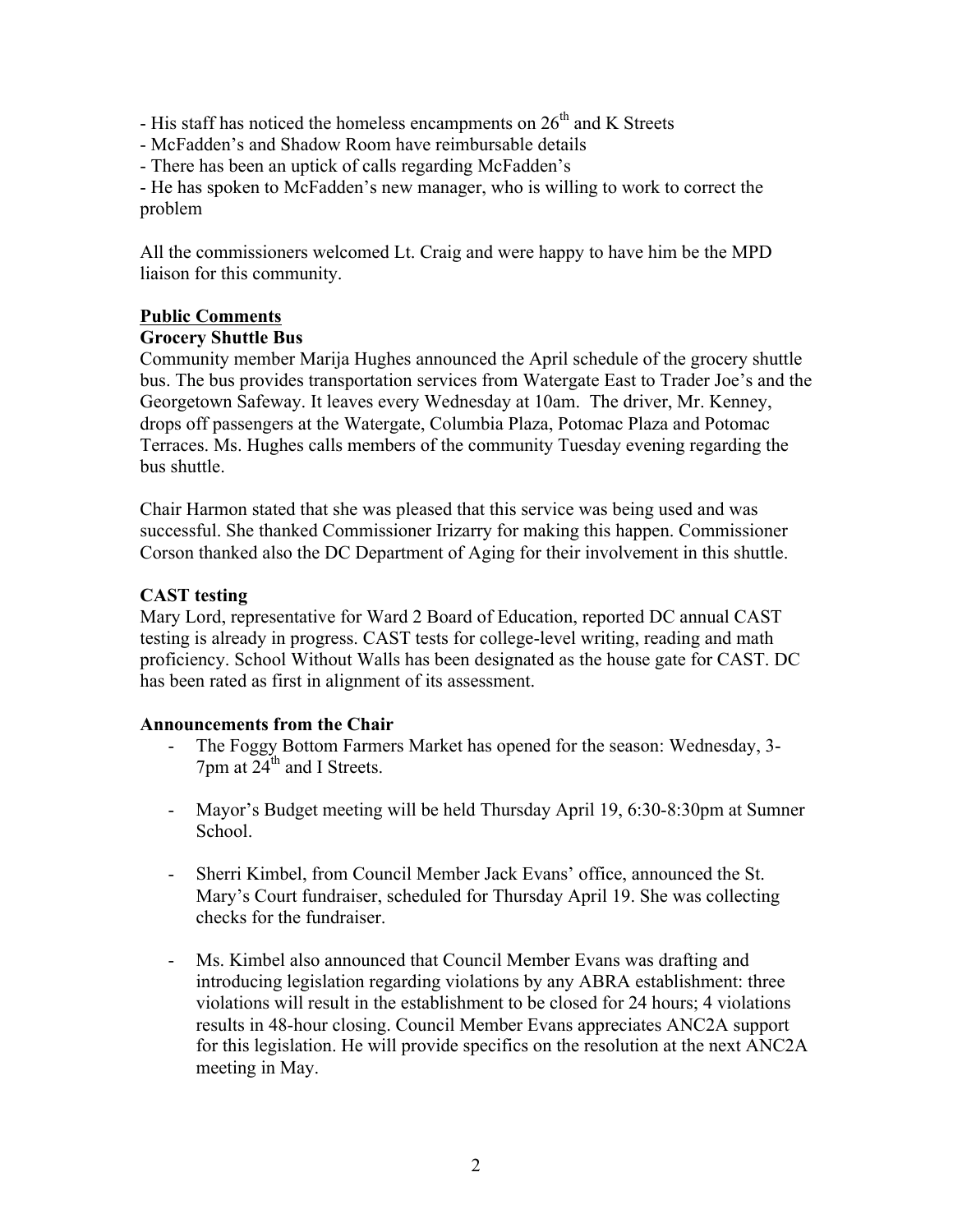- His staff has noticed the homeless encampments on 26th and K Streets
- McFadden's and Shadow Room have reimbursable details
- There has been an uptick of calls regarding McFadden's
- He has spoken to McFadden's new manager, who is willing to work to correct the problem

All the commissioners welcomed Lt. Craig and were happy to have him be the MPD liaison for this community.

**Public Comments**

**Grocery Shuttle Bus**

Community member Marija Hughes announced the April schedule of the grocery shuttle bus. The bus provides transportation services from Watergate East to Trader Joe's and the Georgetown Safeway. It leaves every Wednesday at 10am. The driver, Mr. Kenney, drops off passengers at the Watergate, Columbia Plaza, Potomac Plaza and Potomac Terraces. Ms. Hughes calls members of the community Tuesday evening regarding the bus shuttle.

Chair Harmon stated that she was pleased that this service was being used and was successful. She thanked Commissioner Irizarry for making this happen. Commissioner Corson thanked also the DC Department of Aging for their involvement in this shuttle.

**CAST testing**

Mary Lord, representative for Ward 2 Board of Education, reported DC annual CAST testing is already in progress. CAST tests for college-level writing, reading and math proficiency. School Without Walls has been designated as the house gate for CAST. DC has been rated as first in alignment of its assessment.

**Announcements from the Chair**

- The Foggy Bottom Farmers Market has opened for the season: Wednesday, 3-7pm at 24th and I Streets.
- Mayor's Budget meeting will be held Thursday April 19, 6:30-8:30pm at Sumner School.
- Sherri Kimbel, from Council Member Jack Evans' office, announced the St. Mary's Court fundraiser, scheduled for Thursday April 19. She was collecting checks for the fundraiser.
- Ms. Kimbel also announced that Council Member Evans was drafting and introducing legislation regarding violations by any ABRA establishment: three violations will result in the establishment to be closed for 24 hours; 4 violations results in 48-hour closing. Council Member Evans appreciates ANC2A support for this legislation. He will provide specifics on the resolution at the next ANC2A meeting in May.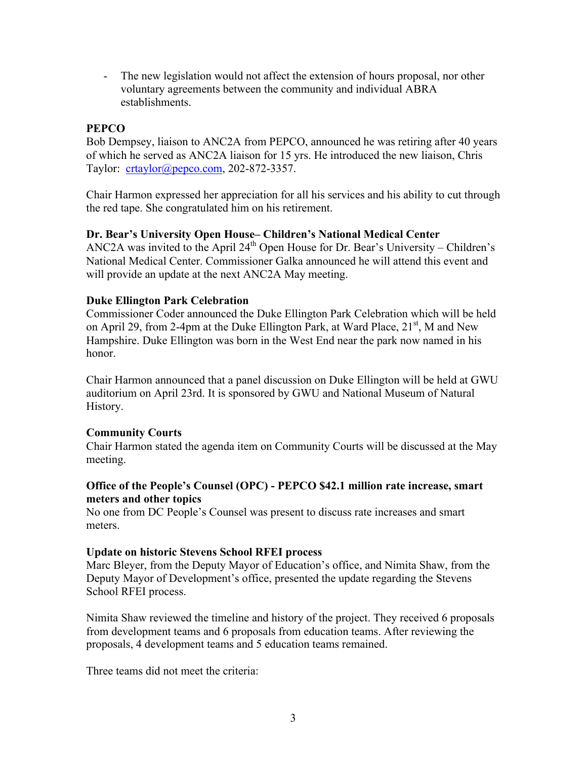- The new legislation would not affect the extension of hours proposal, nor other voluntary agreements between the community and individual ABRA establishments.

**PEPCO**

Bob Dempsey, liaison to ANC2A from PEPCO, announced he was retiring after 40 years of which he served as ANC2A liaison for 15 yrs. He introduced the new liaison, Chris Taylor: crtaylor@pepco.com, 202-872-3357.

Chair Harmon expressed her appreciation for all his services and his ability to cut through the red tape. She congratulated him on his retirement.

**Dr. Bear's University Open House– Children's National Medical Center**

ANC2A was invited to the April 24th Open House for Dr. Bear's University – Children's National Medical Center. Commissioner Galka announced he will attend this event and will provide an update at the next ANC2A May meeting.

**Duke Ellington Park Celebration**

Commissioner Coder announced the Duke Ellington Park Celebration which will be held on April 29, from 2-4pm at the Duke Ellington Park, at Ward Place, 21st, M and New Hampshire. Duke Ellington was born in the West End near the park now named in his honor.

Chair Harmon announced that a panel discussion on Duke Ellington will be held at GWU auditorium on April 23rd. It is sponsored by GWU and National Museum of Natural History.

**Community Courts**

Chair Harmon stated the agenda item on Community Courts will be discussed at the May meeting.

**Office of the People's Counsel (OPC) - PEPCO $42.1 million rate increase, smart meters and other topics**

No one from DC People's Counsel was present to discuss rate increases and smart meters.

**Update on historic Stevens School RFEI process**

Marc Bleyer, from the Deputy Mayor of Education's office, and Nimita Shaw, from the Deputy Mayor of Development's office, presented the update regarding the Stevens School RFEI process.

Nimita Shaw reviewed the timeline and history of the project. They received 6 proposals from development teams and 6 proposals from education teams. After reviewing the proposals, 4 development teams and 5 education teams remained.

Three teams did not meet the criteria: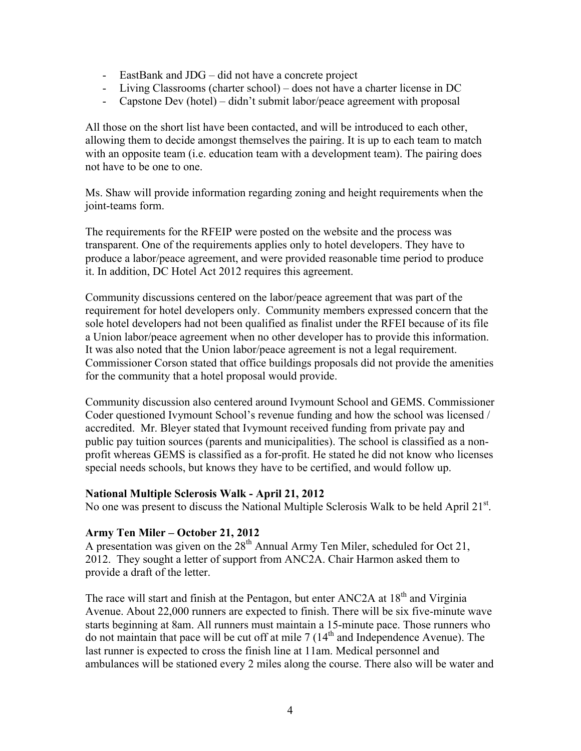- EastBank and JDG – did not have a concrete project
- Living Classrooms (charter school) – does not have a charter license in DC
- Capstone Dev (hotel) – didn't submit labor/peace agreement with proposal

All those on the short list have been contacted, and will be introduced to each other, allowing them to decide amongst themselves the pairing. It is up to each team to match with an opposite team (i.e. education team with a development team). The pairing does not have to be one to one.

Ms. Shaw will provide information regarding zoning and height requirements when the joint-teams form.

The requirements for the RFEIP were posted on the website and the process was transparent. One of the requirements applies only to hotel developers. They have to produce a labor/peace agreement, and were provided reasonable time period to produce it. In addition, DC Hotel Act 2012 requires this agreement.

Community discussions centered on the labor/peace agreement that was part of the requirement for hotel developers only. Community members expressed concern that the sole hotel developers had not been qualified as finalist under the RFEI because of its file a Union labor/peace agreement when no other developer has to provide this information. It was also noted that the Union labor/peace agreement is not a legal requirement. Commissioner Corson stated that office buildings proposals did not provide the amenities for the community that a hotel proposal would provide.

Community discussion also centered around Ivymount School and GEMS. Commissioner Coder questioned Ivymount School's revenue funding and how the school was licensed / accredited. Mr. Bleyer stated that Ivymount received funding from private pay and public pay tuition sources (parents and municipalities). The school is classified as a non-profit whereas GEMS is classified as a for-profit. He stated he did not know who licenses special needs schools, but knows they have to be certified, and would follow up.

**National Multiple Sclerosis Walk - April 21, 2012**

No one was present to discuss the National Multiple Sclerosis Walk to be held April 21st.

**Army Ten Miler – October 21, 2012**

A presentation was given on the 28th Annual Army Ten Miler, scheduled for Oct 21, 2012. They sought a letter of support from ANC2A. Chair Harmon asked them to provide a draft of the letter.

The race will start and finish at the Pentagon, but enter ANC2A at 18th and Virginia Avenue. About 22,000 runners are expected to finish. There will be six five-minute wave starts beginning at 8am. All runners must maintain a 15-minute pace. Those runners who do not maintain that pace will be cut off at mile 7 (14th and Independence Avenue). The last runner is expected to cross the finish line at 11am. Medical personnel and ambulances will be stationed every 2 miles along the course. There also will be water and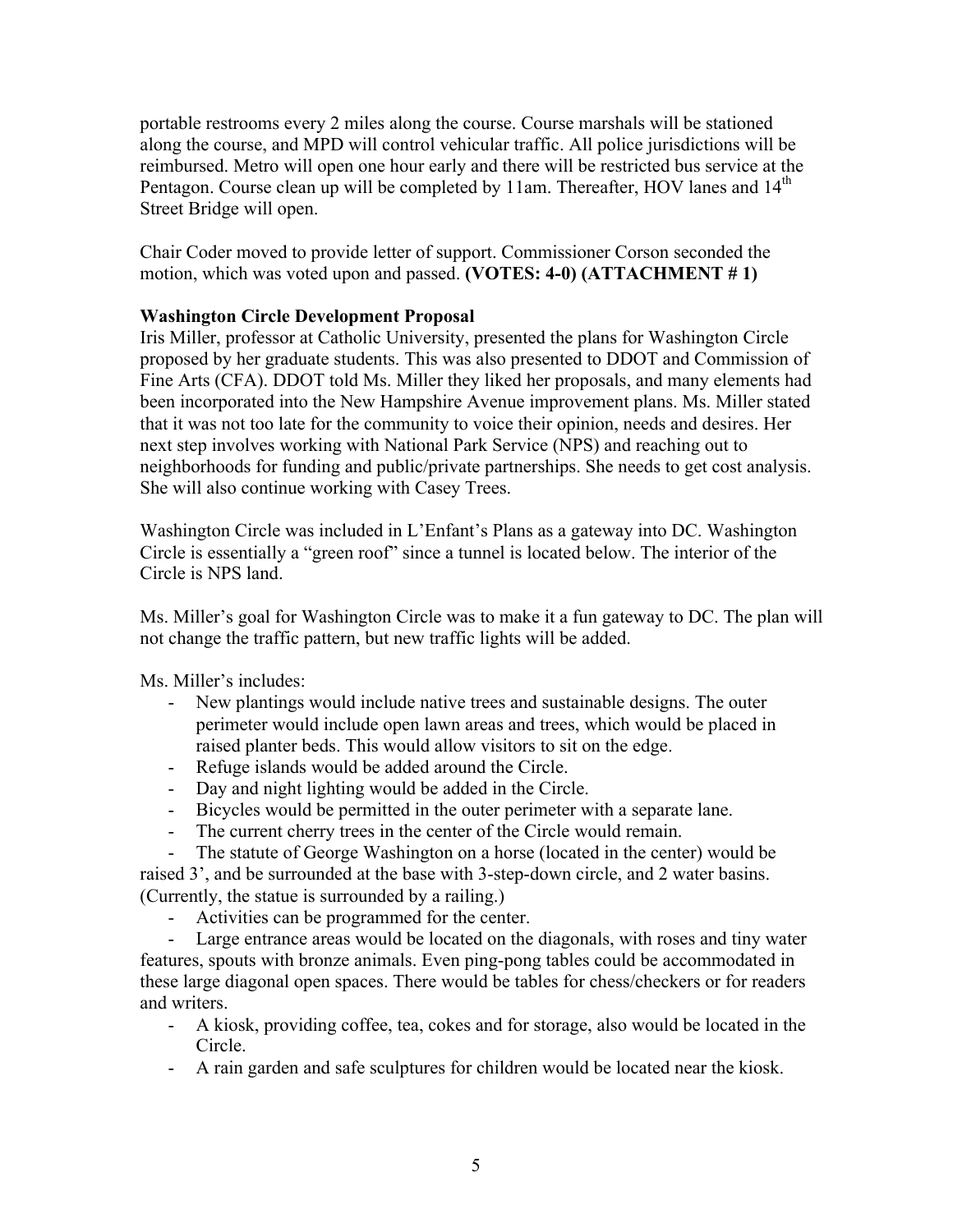portable restrooms every 2 miles along the course. Course marshals will be stationed along the course, and MPD will control vehicular traffic. All police jurisdictions will be reimbursed. Metro will open one hour early and there will be restricted bus service at the Pentagon. Course clean up will be completed by 11am. Thereafter, HOV lanes and 14th Street Bridge will open.

Chair Coder moved to provide letter of support. Commissioner Corson seconded the motion, which was voted upon and passed. **(VOTES: 4-0) (ATTACHMENT # 1)**

**Washington Circle Development Proposal**

Iris Miller, professor at Catholic University, presented the plans for Washington Circle proposed by her graduate students. This was also presented to DDOT and Commission of Fine Arts (CFA). DDOT told Ms. Miller they liked her proposals, and many elements had been incorporated into the New Hampshire Avenue improvement plans. Ms. Miller stated that it was not too late for the community to voice their opinion, needs and desires. Her next step involves working with National Park Service (NPS) and reaching out to neighborhoods for funding and public/private partnerships. She needs to get cost analysis. She will also continue working with Casey Trees.

Washington Circle was included in L'Enfant's Plans as a gateway into DC. Washington Circle is essentially a "green roof" since a tunnel is located below. The interior of the Circle is NPS land.

Ms. Miller's goal for Washington Circle was to make it a fun gateway to DC. The plan will not change the traffic pattern, but new traffic lights will be added.

Ms. Miller's includes:

- New plantings would include native trees and sustainable designs. The outer perimeter would include open lawn areas and trees, which would be placed in raised planter beds. This would allow visitors to sit on the edge.
- Refuge islands would be added around the Circle.
- Day and night lighting would be added in the Circle.
- Bicycles would be permitted in the outer perimeter with a separate lane.
- The current cherry trees in the center of the Circle would remain.
- The statute of George Washington on a horse (located in the center) would be raised 3', and be surrounded at the base with 3-step-down circle, and 2 water basins. (Currently, the statue is surrounded by a railing.)
- Activities can be programmed for the center.
- Large entrance areas would be located on the diagonals, with roses and tiny water features, spouts with bronze animals. Even ping-pong tables could be accommodated in these large diagonal open spaces. There would be tables for chess/checkers or for readers and writers.
- A kiosk, providing coffee, tea, cokes and for storage, also would be located in the Circle.
- A rain garden and safe sculptures for children would be located near the kiosk.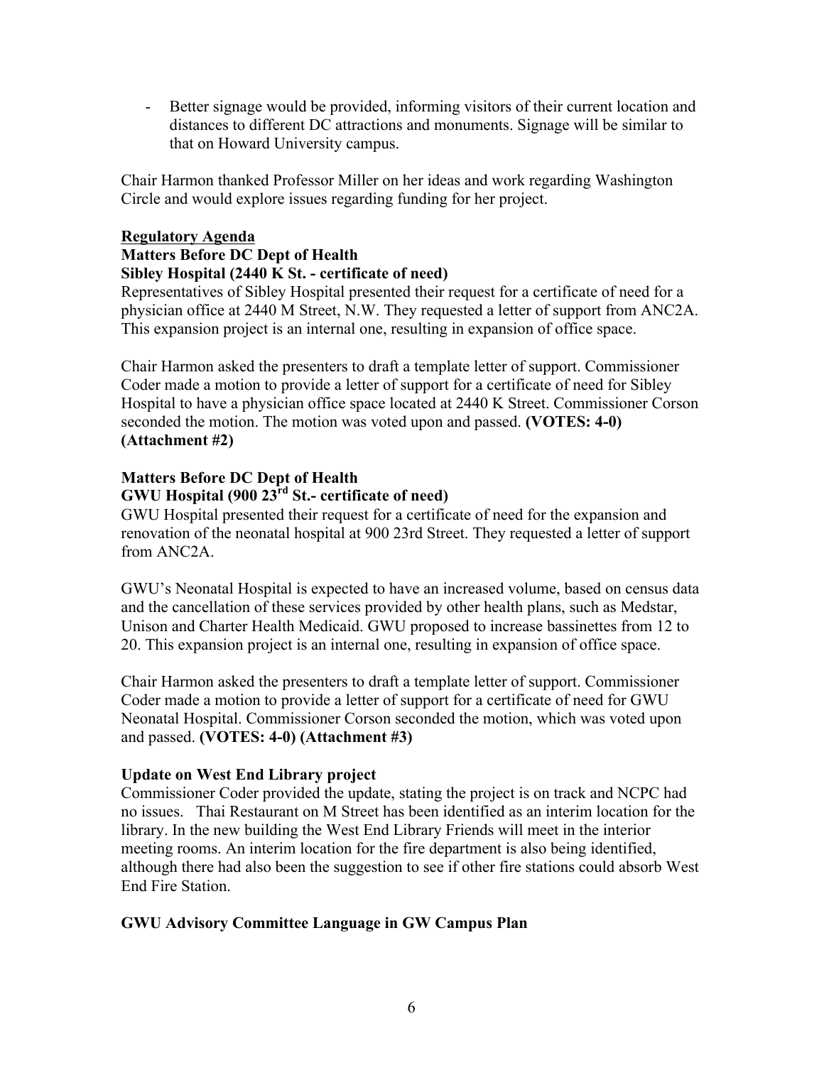- Better signage would be provided, informing visitors of their current location and distances to different DC attractions and monuments. Signage will be similar to that on Howard University campus.

Chair Harmon thanked Professor Miller on her ideas and work regarding Washington Circle and would explore issues regarding funding for her project.

**<u>Regulatory Agenda</u>**

**Matters Before DC Dept of Health**

**Sibley Hospital (2440 K St. - certificate of need)**

Representatives of Sibley Hospital presented their request for a certificate of need for a physician office at 2440 M Street, N.W. They requested a letter of support from ANC2A. This expansion project is an internal one, resulting in expansion of office space.

Chair Harmon asked the presenters to draft a template letter of support. Commissioner Coder made a motion to provide a letter of support for a certificate of need for Sibley Hospital to have a physician office space located at 2440 K Street. Commissioner Corson seconded the motion. The motion was voted upon and passed. **(VOTES: 4-0) (Attachment #2)**

**Matters Before DC Dept of Health**

**GWU Hospital (900 23rd St.- certificate of need)**

GWU Hospital presented their request for a certificate of need for the expansion and renovation of the neonatal hospital at 900 23rd Street. They requested a letter of support from ANC2A.

GWU's Neonatal Hospital is expected to have an increased volume, based on census data and the cancellation of these services provided by other health plans, such as Medstar, Unison and Charter Health Medicaid. GWU proposed to increase bassinettes from 12 to 20. This expansion project is an internal one, resulting in expansion of office space.

Chair Harmon asked the presenters to draft a template letter of support. Commissioner Coder made a motion to provide a letter of support for a certificate of need for GWU Neonatal Hospital. Commissioner Corson seconded the motion, which was voted upon and passed. **(VOTES: 4-0) (Attachment #3)**

**Update on West End Library project**

Commissioner Coder provided the update, stating the project is on track and NCPC had no issues. Thai Restaurant on M Street has been identified as an interim location for the library. In the new building the West End Library Friends will meet in the interior meeting rooms. An interim location for the fire department is also being identified, although there had also been the suggestion to see if other fire stations could absorb West End Fire Station.

**GWU Advisory Committee Language in GW Campus Plan**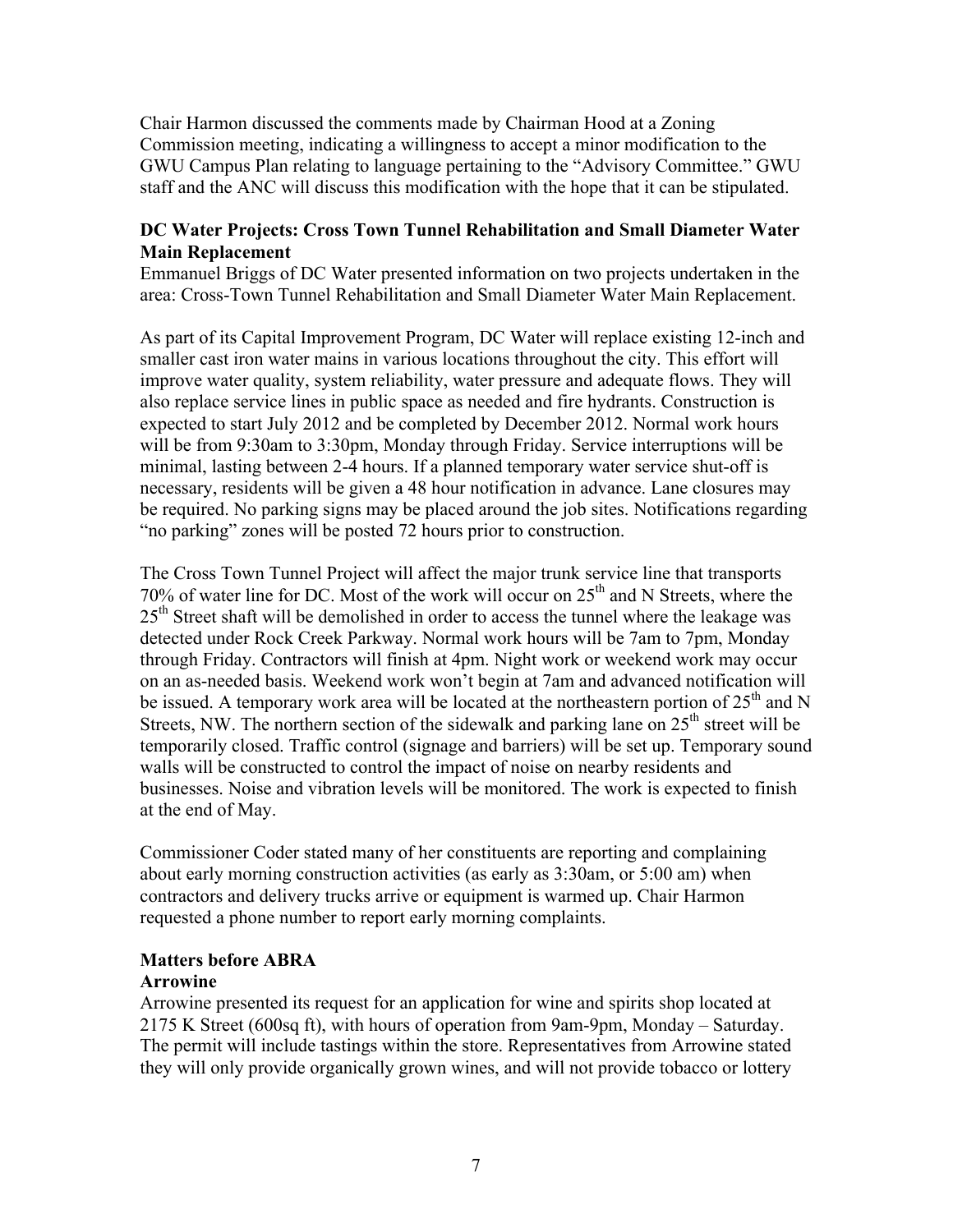Chair Harmon discussed the comments made by Chairman Hood at a Zoning Commission meeting, indicating a willingness to accept a minor modification to the GWU Campus Plan relating to language pertaining to the "Advisory Committee." GWU staff and the ANC will discuss this modification with the hope that it can be stipulated.

**DC Water Projects: Cross Town Tunnel Rehabilitation and Small Diameter Water Main Replacement**

Emmanuel Briggs of DC Water presented information on two projects undertaken in the area: Cross-Town Tunnel Rehabilitation and Small Diameter Water Main Replacement.

As part of its Capital Improvement Program, DC Water will replace existing 12-inch and smaller cast iron water mains in various locations throughout the city. This effort will improve water quality, system reliability, water pressure and adequate flows. They will also replace service lines in public space as needed and fire hydrants. Construction is expected to start July 2012 and be completed by December 2012. Normal work hours will be from 9:30am to 3:30pm, Monday through Friday. Service interruptions will be minimal, lasting between 2-4 hours. If a planned temporary water service shut-off is necessary, residents will be given a 48 hour notification in advance. Lane closures may be required. No parking signs may be placed around the job sites. Notifications regarding "no parking" zones will be posted 72 hours prior to construction.

The Cross Town Tunnel Project will affect the major trunk service line that transports 70% of water line for DC. Most of the work will occur on 25th and N Streets, where the 25th Street shaft will be demolished in order to access the tunnel where the leakage was detected under Rock Creek Parkway. Normal work hours will be 7am to 7pm, Monday through Friday. Contractors will finish at 4pm. Night work or weekend work may occur on an as-needed basis. Weekend work won't begin at 7am and advanced notification will be issued. A temporary work area will be located at the northeastern portion of 25th and N Streets, NW. The northern section of the sidewalk and parking lane on 25th street will be temporarily closed. Traffic control (signage and barriers) will be set up. Temporary sound walls will be constructed to control the impact of noise on nearby residents and businesses. Noise and vibration levels will be monitored. The work is expected to finish at the end of May.

Commissioner Coder stated many of her constituents are reporting and complaining about early morning construction activities (as early as 3:30am, or 5:00 am) when contractors and delivery trucks arrive or equipment is warmed up. Chair Harmon requested a phone number to report early morning complaints.

**Matters before ABRA**

**Arrowine**

Arrowine presented its request for an application for wine and spirits shop located at 2175 K Street (600sq ft), with hours of operation from 9am-9pm, Monday – Saturday. The permit will include tastings within the store. Representatives from Arrowine stated they will only provide organically grown wines, and will not provide tobacco or lottery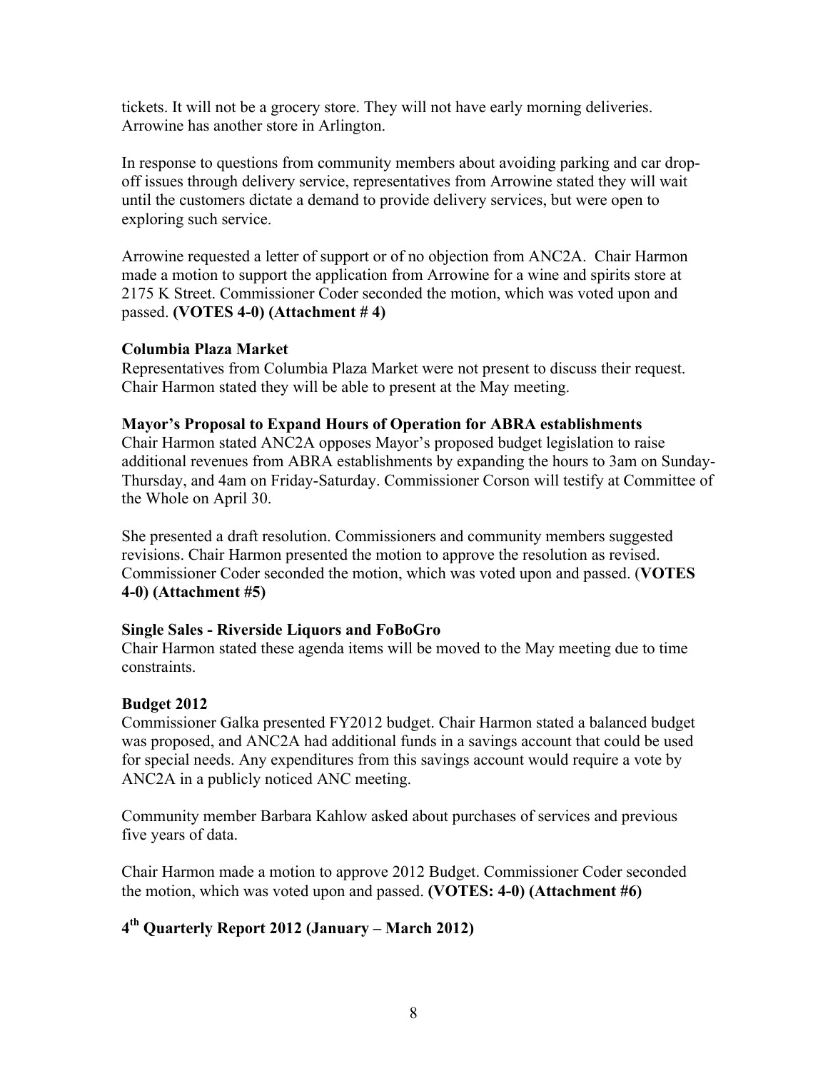tickets. It will not be a grocery store. They will not have early morning deliveries. Arrowine has another store in Arlington.

In response to questions from community members about avoiding parking and car drop-off issues through delivery service, representatives from Arrowine stated they will wait until the customers dictate a demand to provide delivery services, but were open to exploring such service.

Arrowine requested a letter of support or of no objection from ANC2A. Chair Harmon made a motion to support the application from Arrowine for a wine and spirits store at 2175 K Street. Commissioner Coder seconded the motion, which was voted upon and passed. **(VOTES 4-0) (Attachment # 4)**

**Columbia Plaza Market**
Representatives from Columbia Plaza Market were not present to discuss their request. Chair Harmon stated they will be able to present at the May meeting.

**Mayor's Proposal to Expand Hours of Operation for ABRA establishments**
Chair Harmon stated ANC2A opposes Mayor's proposed budget legislation to raise additional revenues from ABRA establishments by expanding the hours to 3am on Sunday-Thursday, and 4am on Friday-Saturday. Commissioner Corson will testify at Committee of the Whole on April 30.

She presented a draft resolution. Commissioners and community members suggested revisions. Chair Harmon presented the motion to approve the resolution as revised. Commissioner Coder seconded the motion, which was voted upon and passed. (**VOTES 4-0) (Attachment #5)**

**Single Sales - Riverside Liquors and FoBoGro**
Chair Harmon stated these agenda items will be moved to the May meeting due to time constraints.

**Budget 2012**
Commissioner Galka presented FY2012 budget. Chair Harmon stated a balanced budget was proposed, and ANC2A had additional funds in a savings account that could be used for special needs. Any expenditures from this savings account would require a vote by ANC2A in a publicly noticed ANC meeting.

Community member Barbara Kahlow asked about purchases of services and previous five years of data.

Chair Harmon made a motion to approve 2012 Budget. Commissioner Coder seconded the motion, which was voted upon and passed. **(VOTES: 4-0) (Attachment #6)**

## 4th Quarterly Report 2012 (January – March 2012)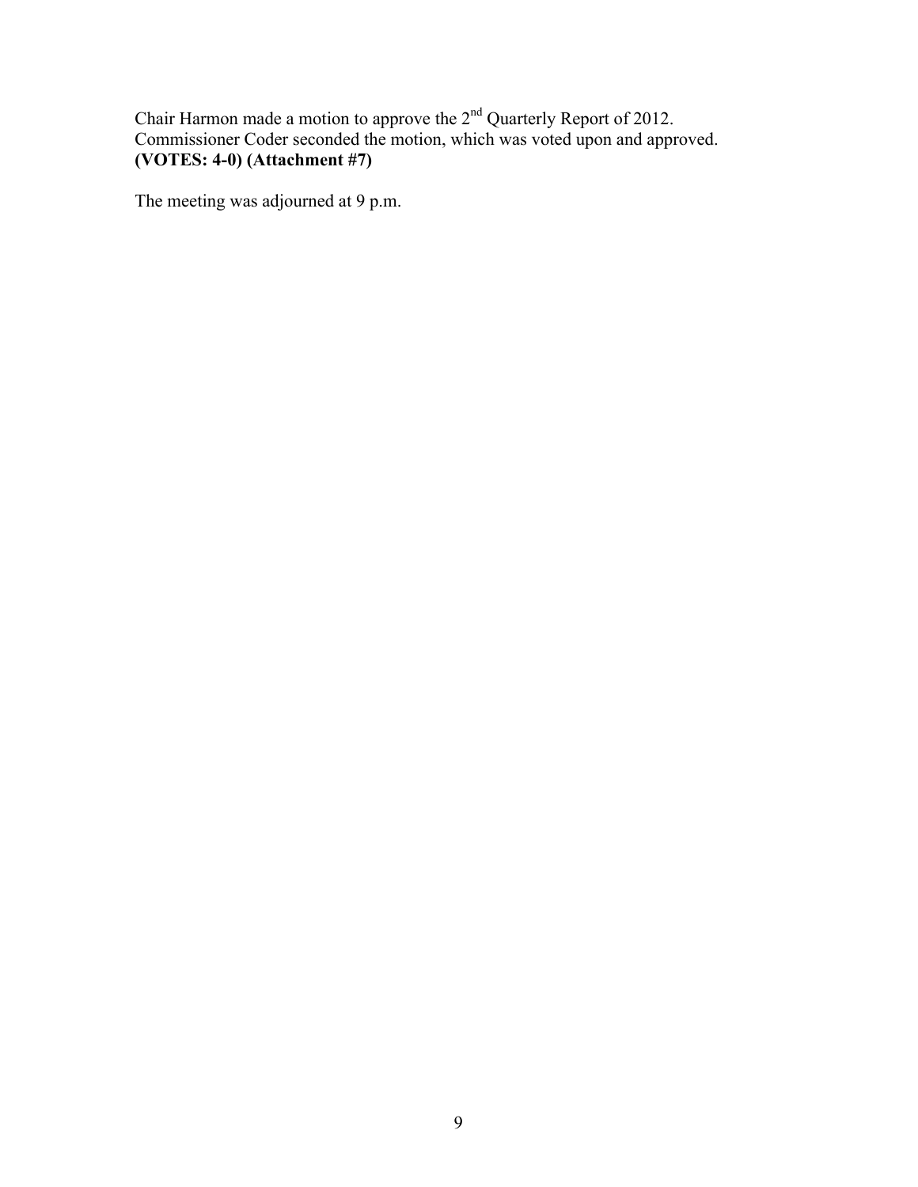Chair Harmon made a motion to approve the 2nd Quarterly Report of 2012. Commissioner Coder seconded the motion, which was voted upon and approved. **(VOTES: 4-0) (Attachment #7)**

The meeting was adjourned at 9 p.m.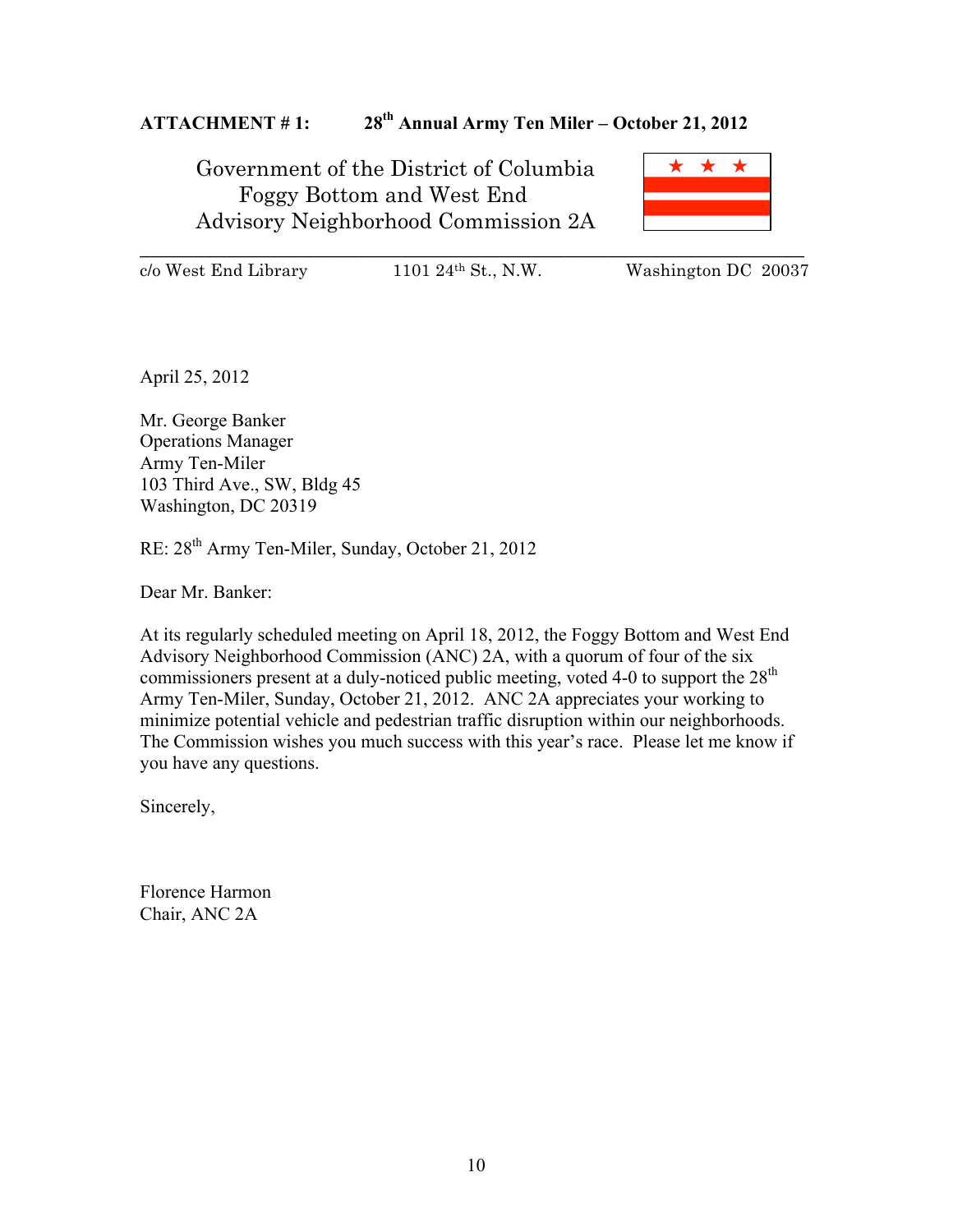**ATTACHMENT # 1: 28th Annual Army Ten Miler – October 21, 2012**

Government of the District of Columbia
Foggy Bottom and West End
Advisory Neighborhood Commission 2A

c/o West End Library 1101 24th St., N.W. Washington DC 20037

April 25, 2012

Mr. George Banker
Operations Manager
Army Ten-Miler
103 Third Ave., SW, Bldg 45
Washington, DC 20319

RE: 28th Army Ten-Miler, Sunday, October 21, 2012

Dear Mr. Banker:

At its regularly scheduled meeting on April 18, 2012, the Foggy Bottom and West End Advisory Neighborhood Commission (ANC) 2A, with a quorum of four of the six commissioners present at a duly-noticed public meeting, voted 4-0 to support the 28th Army Ten-Miler, Sunday, October 21, 2012. ANC 2A appreciates your working to minimize potential vehicle and pedestrian traffic disruption within our neighborhoods. The Commission wishes you much success with this year's race. Please let me know if you have any questions.

Sincerely,

Florence Harmon
Chair, ANC 2A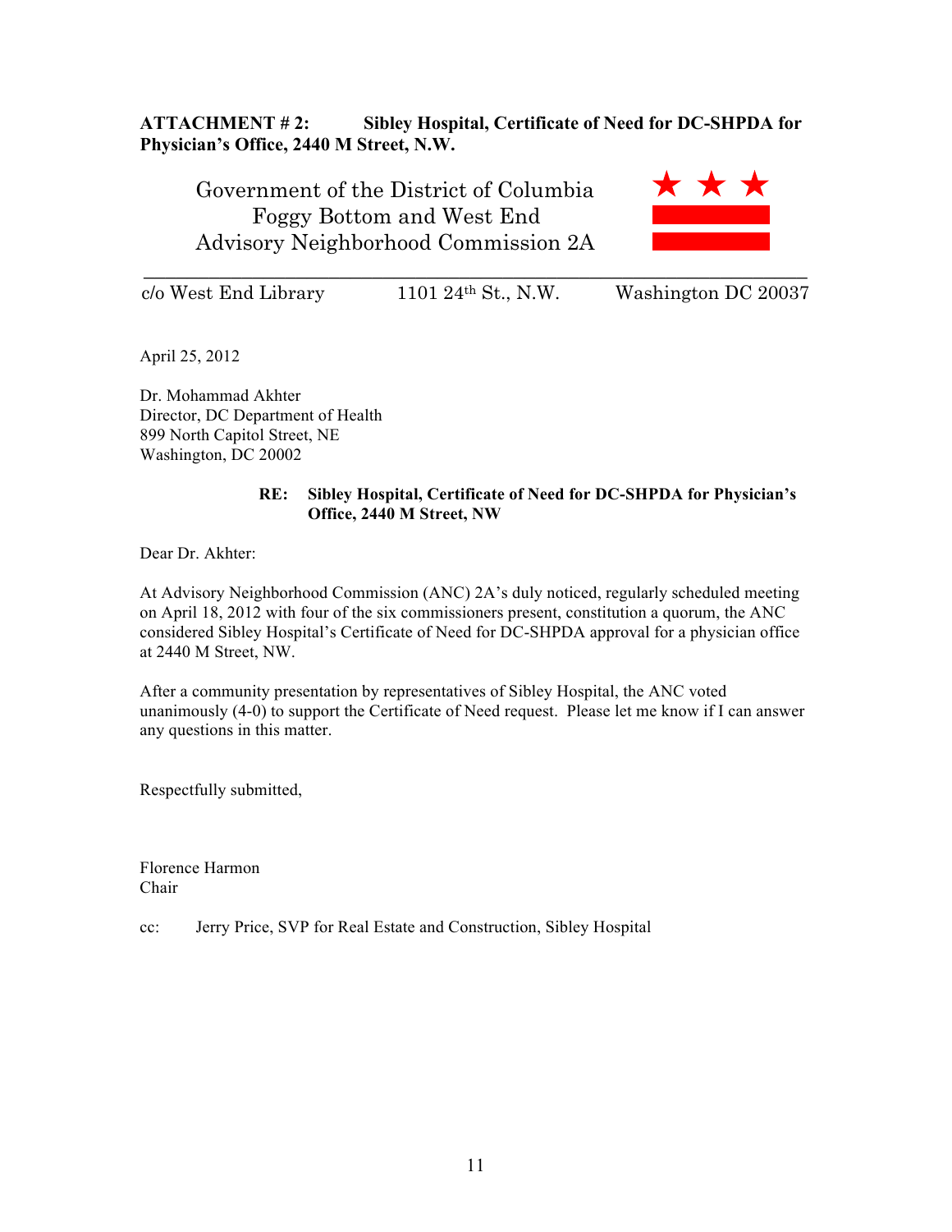**ATTACHMENT # 2: Sibley Hospital, Certificate of Need for DC-SHPDA for Physician's Office, 2440 M Street, N.W.**

Government of the District of Columbia
Foggy Bottom and West End
Advisory Neighborhood Commission 2A

c/o West End Library 1101 24th St., N.W. Washington DC 20037

April 25, 2012

Dr. Mohammad Akhter
Director, DC Department of Health
899 North Capitol Street, NE
Washington, DC 20002

**RE: Sibley Hospital, Certificate of Need for DC-SHPDA for Physician's Office, 2440 M Street, NW**

Dear Dr. Akhter:

At Advisory Neighborhood Commission (ANC) 2A's duly noticed, regularly scheduled meeting on April 18, 2012 with four of the six commissioners present, constitution a quorum, the ANC considered Sibley Hospital's Certificate of Need for DC-SHPDA approval for a physician office at 2440 M Street, NW.

After a community presentation by representatives of Sibley Hospital, the ANC voted unanimously (4-0) to support the Certificate of Need request. Please let me know if I can answer any questions in this matter.

Respectfully submitted,

Florence Harmon
Chair

cc: Jerry Price, SVP for Real Estate and Construction, Sibley Hospital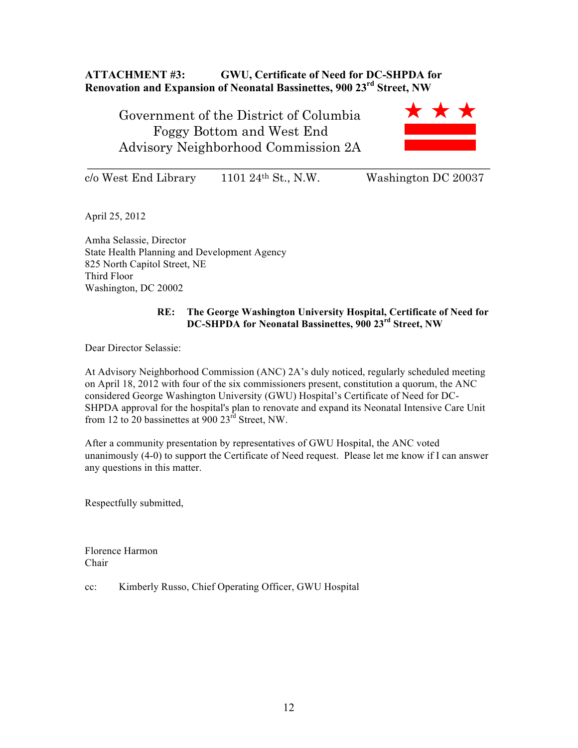**ATTACHMENT #3: GWU, Certificate of Need for DC-SHPDA for Renovation and Expansion of Neonatal Bassinettes, 900 23rd Street, NW**

Government of the District of Columbia
Foggy Bottom and West End
Advisory Neighborhood Commission 2A

c/o West End Library 1101 24th St., N.W. Washington DC 20037

---

April 25, 2012

Amha Selassie, Director
State Health Planning and Development Agency
825 North Capitol Street, NE
Third Floor
Washington, DC 20002

**RE: The George Washington University Hospital, Certificate of Need for DC-SHPDA for Neonatal Bassinettes, 900 23rd Street, NW**

Dear Director Selassie:

At Advisory Neighborhood Commission (ANC) 2A's duly noticed, regularly scheduled meeting on April 18, 2012 with four of the six commissioners present, constitution a quorum, the ANC considered George Washington University (GWU) Hospital's Certificate of Need for DC-SHPDA approval for the hospital's plan to renovate and expand its Neonatal Intensive Care Unit from 12 to 20 bassinettes at 900 23rd Street, NW.

After a community presentation by representatives of GWU Hospital, the ANC voted unanimously (4-0) to support the Certificate of Need request. Please let me know if I can answer any questions in this matter.

Respectfully submitted,

Florence Harmon
Chair

cc: Kimberly Russo, Chief Operating Officer, GWU Hospital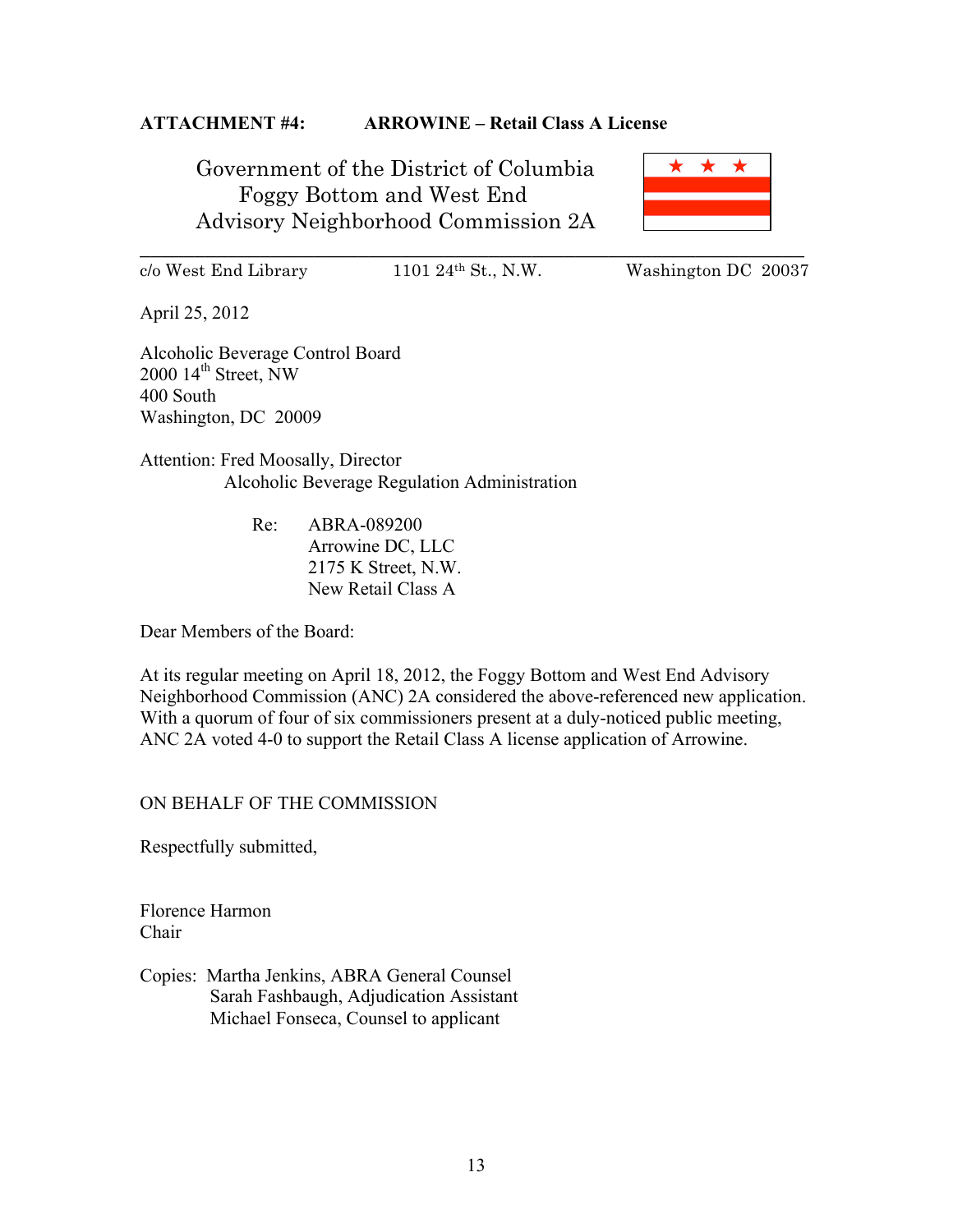**ATTACHMENT #4: ARROWINE – Retail Class A License**

Government of the District of Columbia
Foggy Bottom and West End
Advisory Neighborhood Commission 2A

c/o West End Library 1101 24th St., N.W. Washington DC 20037

April 25, 2012

Alcoholic Beverage Control Board
2000 14th Street, NW
400 South
Washington, DC 20009

Attention: Fred Moosally, Director
Alcoholic Beverage Regulation Administration

Re: ABRA-089200
Arrowine DC, LLC
2175 K Street, N.W.
New Retail Class A

Dear Members of the Board:

At its regular meeting on April 18, 2012, the Foggy Bottom and West End Advisory Neighborhood Commission (ANC) 2A considered the above-referenced new application. With a quorum of four of six commissioners present at a duly-noticed public meeting, ANC 2A voted 4-0 to support the Retail Class A license application of Arrowine.

ON BEHALF OF THE COMMISSION

Respectfully submitted,

Florence Harmon
Chair

Copies: Martha Jenkins, ABRA General Counsel
Sarah Fashbaugh, Adjudication Assistant
Michael Fonseca, Counsel to applicant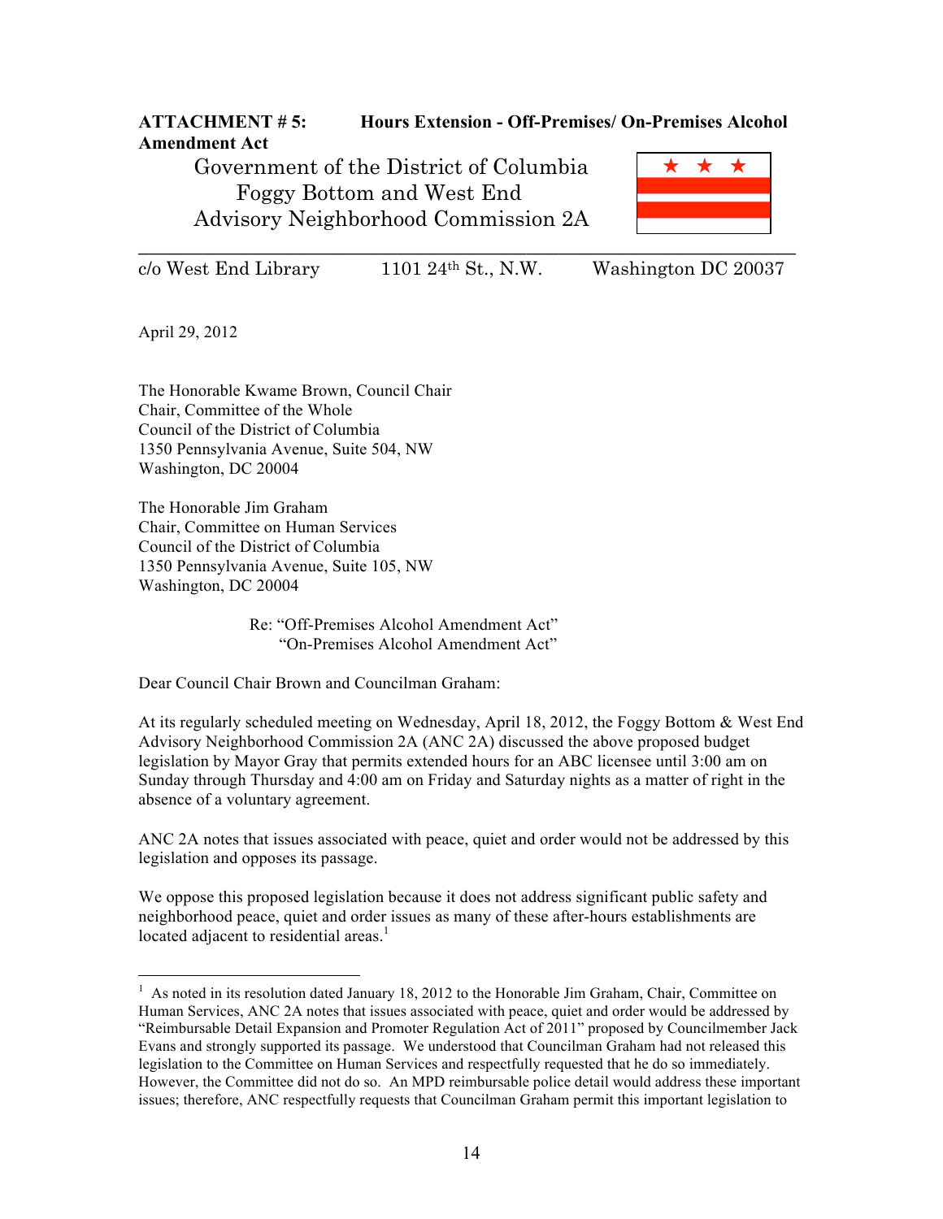**ATTACHMENT # 5: Hours Extension - Off-Premises/ On-Premises Alcohol Amendment Act**

Government of the District of Columbia
Foggy Bottom and West End
Advisory Neighborhood Commission 2A

c/o West End Library    1101 24th St., N.W.    Washington DC 20037

April 29, 2012

The Honorable Kwame Brown, Council Chair
Chair, Committee of the Whole
Council of the District of Columbia
1350 Pennsylvania Avenue, Suite 504, NW
Washington, DC 20004

The Honorable Jim Graham
Chair, Committee on Human Services
Council of the District of Columbia
1350 Pennsylvania Avenue, Suite 105, NW
Washington, DC 20004

Re: "Off-Premises Alcohol Amendment Act"
"On-Premises Alcohol Amendment Act"

Dear Council Chair Brown and Councilman Graham:

At its regularly scheduled meeting on Wednesday, April 18, 2012, the Foggy Bottom & West End Advisory Neighborhood Commission 2A (ANC 2A) discussed the above proposed budget legislation by Mayor Gray that permits extended hours for an ABC licensee until 3:00 am on Sunday through Thursday and 4:00 am on Friday and Saturday nights as a matter of right in the absence of a voluntary agreement.

ANC 2A notes that issues associated with peace, quiet and order would not be addressed by this legislation and opposes its passage.

We oppose this proposed legislation because it does not address significant public safety and neighborhood peace, quiet and order issues as many of these after-hours establishments are located adjacent to residential areas.[1]

[1] As noted in its resolution dated January 18, 2012 to the Honorable Jim Graham, Chair, Committee on Human Services, ANC 2A notes that issues associated with peace, quiet and order would be addressed by "Reimbursable Detail Expansion and Promoter Regulation Act of 2011" proposed by Councilmember Jack Evans and strongly supported its passage. We understood that Councilman Graham had not released this legislation to the Committee on Human Services and respectfully requested that he do so immediately. However, the Committee did not do so. An MPD reimbursable police detail would address these important issues; therefore, ANC respectfully requests that Councilman Graham permit this important legislation to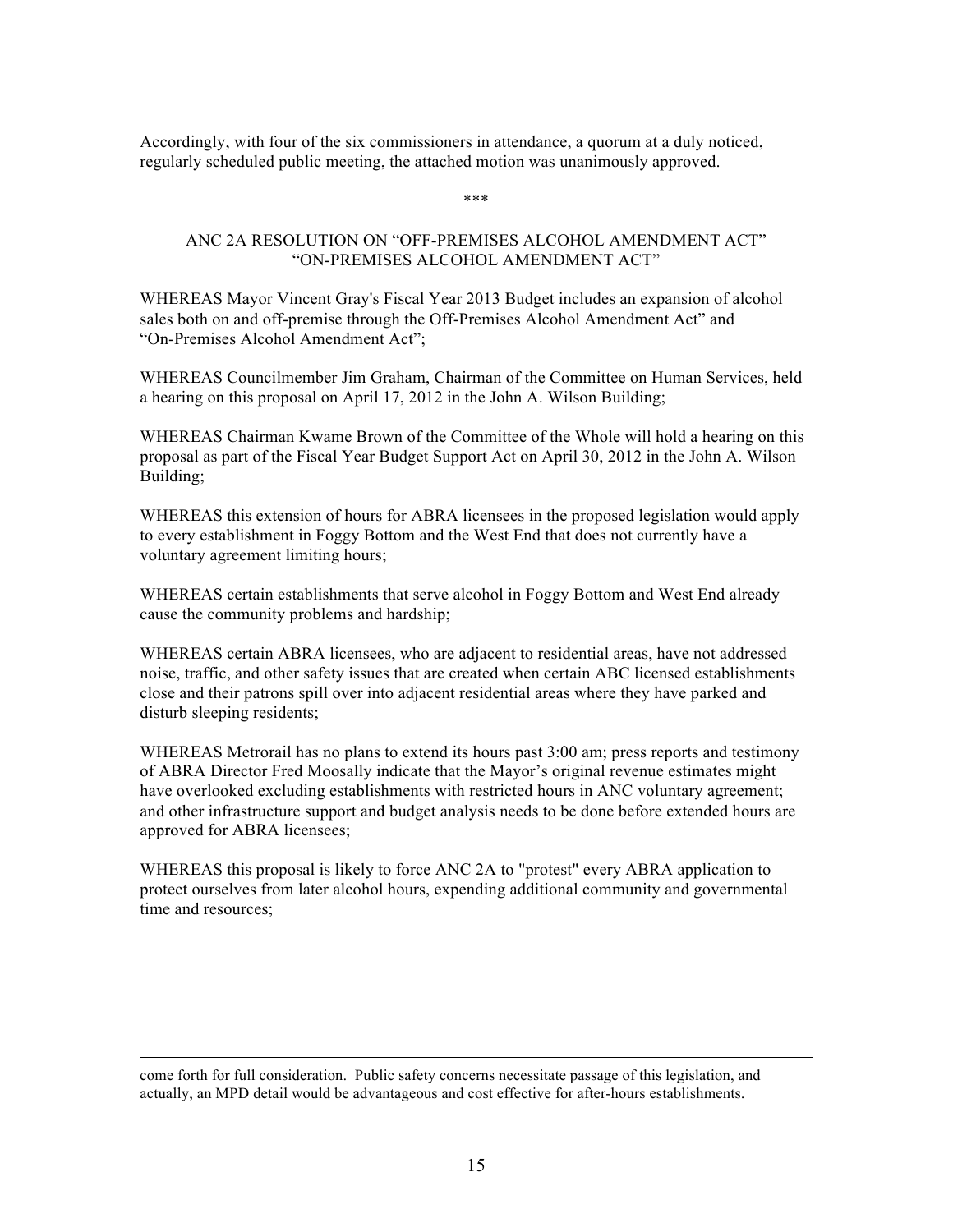Accordingly, with four of the six commissioners in attendance, a quorum at a duly noticed, regularly scheduled public meeting, the attached motion was unanimously approved.

\*\*\*

ANC 2A RESOLUTION ON "OFF-PREMISES ALCOHOL AMENDMENT ACT" "ON-PREMISES ALCOHOL AMENDMENT ACT"

WHEREAS Mayor Vincent Gray's Fiscal Year 2013 Budget includes an expansion of alcohol sales both on and off-premise through the Off-Premises Alcohol Amendment Act" and "On-Premises Alcohol Amendment Act";

WHEREAS Councilmember Jim Graham, Chairman of the Committee on Human Services, held a hearing on this proposal on April 17, 2012 in the John A. Wilson Building;

WHEREAS Chairman Kwame Brown of the Committee of the Whole will hold a hearing on this proposal as part of the Fiscal Year Budget Support Act on April 30, 2012 in the John A. Wilson Building;

WHEREAS this extension of hours for ABRA licensees in the proposed legislation would apply to every establishment in Foggy Bottom and the West End that does not currently have a voluntary agreement limiting hours;

WHEREAS certain establishments that serve alcohol in Foggy Bottom and West End already cause the community problems and hardship;

WHEREAS certain ABRA licensees, who are adjacent to residential areas, have not addressed noise, traffic, and other safety issues that are created when certain ABC licensed establishments close and their patrons spill over into adjacent residential areas where they have parked and disturb sleeping residents;

WHEREAS Metrorail has no plans to extend its hours past 3:00 am; press reports and testimony of ABRA Director Fred Moosally indicate that the Mayor's original revenue estimates might have overlooked excluding establishments with restricted hours in ANC voluntary agreement; and other infrastructure support and budget analysis needs to be done before extended hours are approved for ABRA licensees;

WHEREAS this proposal is likely to force ANC 2A to "protest" every ABRA application to protect ourselves from later alcohol hours, expending additional community and governmental time and resources;

---

come forth for full consideration. Public safety concerns necessitate passage of this legislation, and actually, an MPD detail would be advantageous and cost effective for after-hours establishments.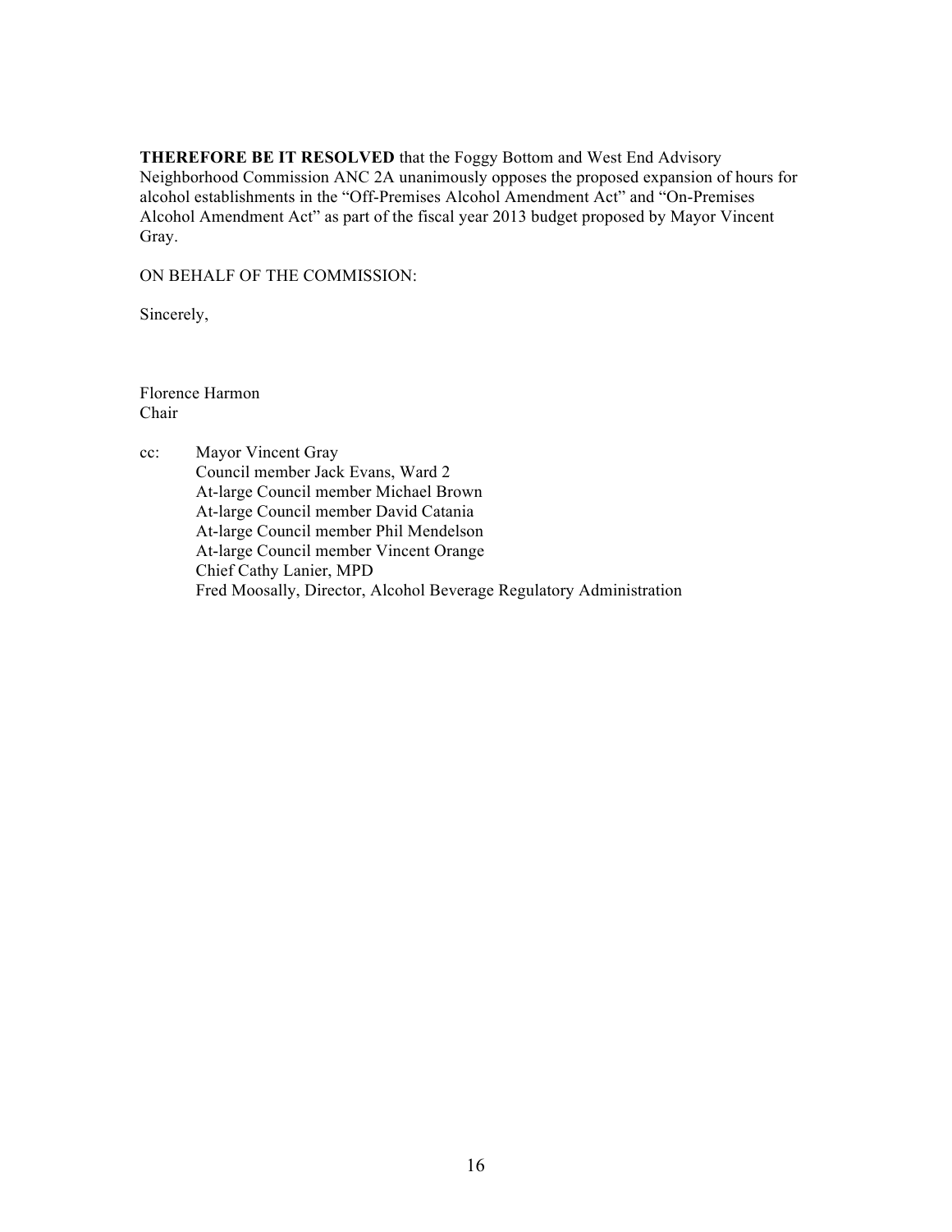**THEREFORE BE IT RESOLVED** that the Foggy Bottom and West End Advisory Neighborhood Commission ANC 2A unanimously opposes the proposed expansion of hours for alcohol establishments in the "Off-Premises Alcohol Amendment Act" and "On-Premises Alcohol Amendment Act" as part of the fiscal year 2013 budget proposed by Mayor Vincent Gray.

ON BEHALF OF THE COMMISSION:

Sincerely,

Florence Harmon
Chair

cc: Mayor Vincent Gray
Council member Jack Evans, Ward 2
At-large Council member Michael Brown
At-large Council member David Catania
At-large Council member Phil Mendelson
At-large Council member Vincent Orange
Chief Cathy Lanier, MPD
Fred Moosally, Director, Alcohol Beverage Regulatory Administration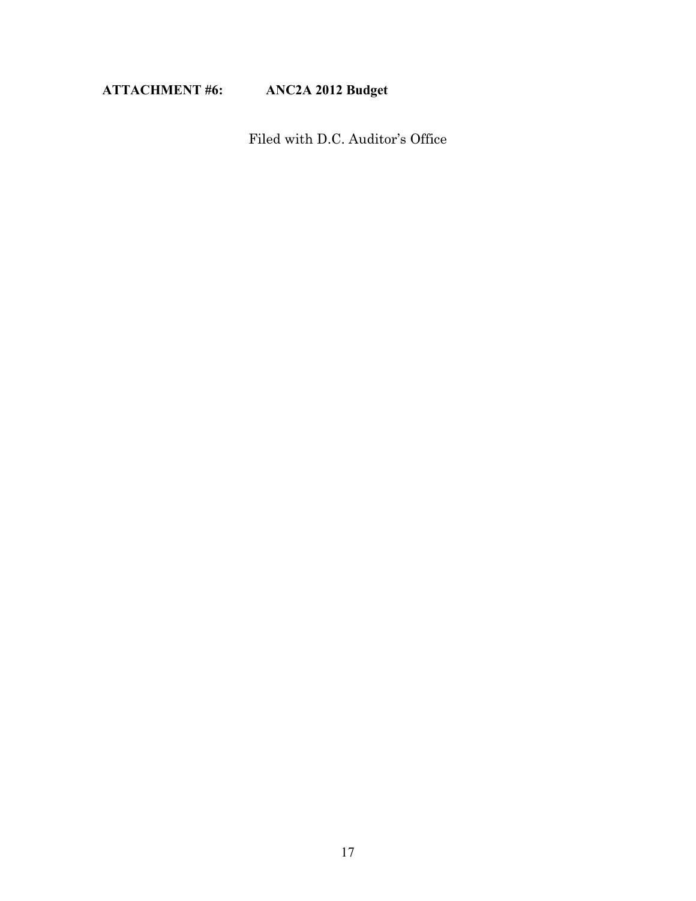**ATTACHMENT #6: ANC2A 2012 Budget**

Filed with D.C. Auditor's Office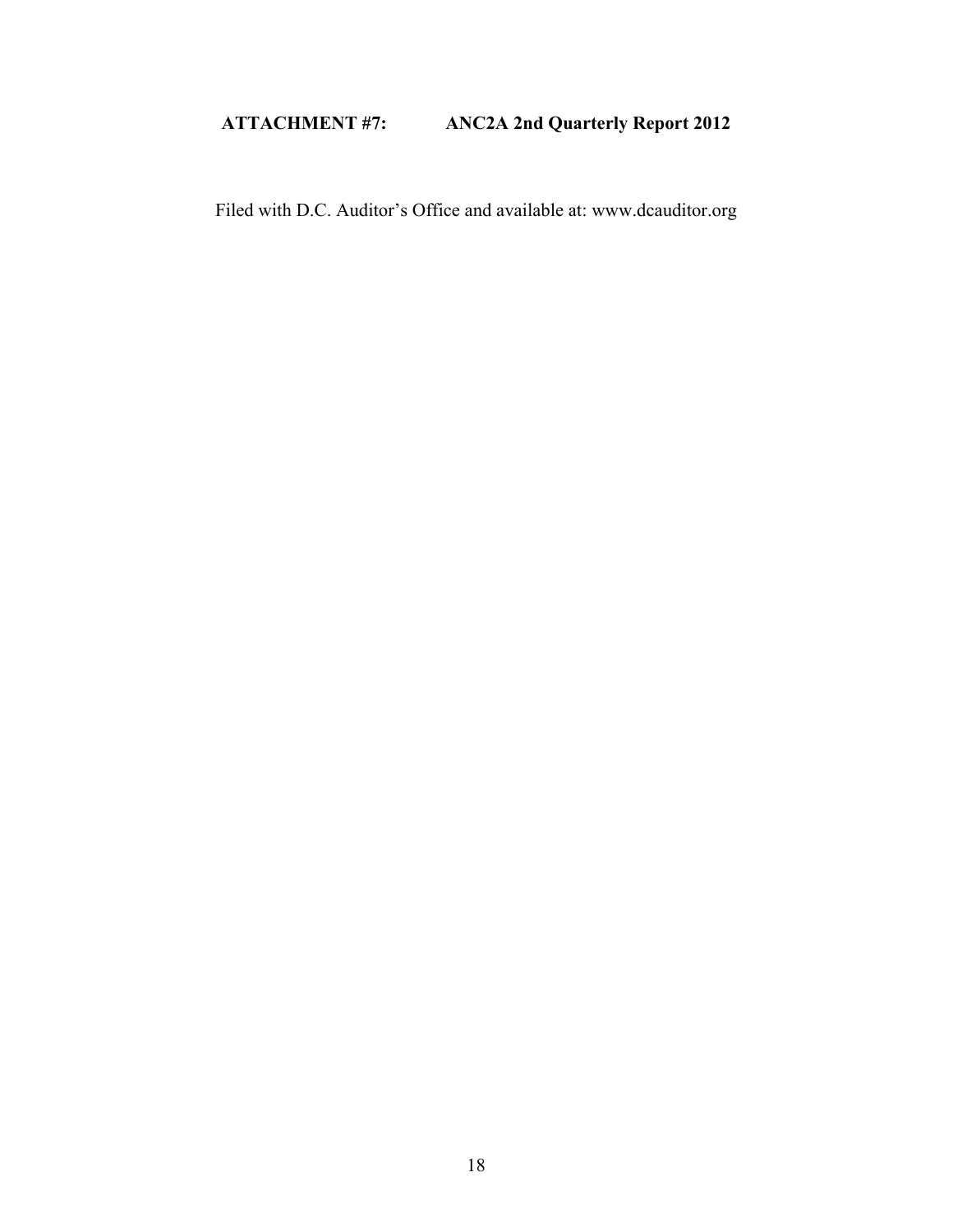**ATTACHMENT #7: ANC2A 2nd Quarterly Report 2012**

Filed with D.C. Auditor's Office and available at: www.dcauditor.org